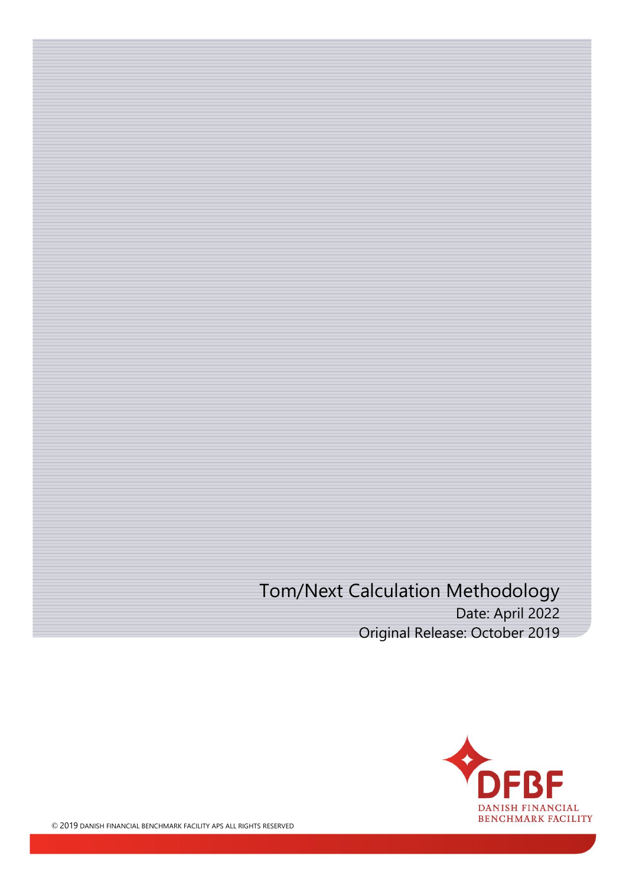# Tom/Next Calculation Methodology

Date: April 2022

Original Release: October 2019

DFBF

DANISH FINANCIAL BENCHMARK FACILITY

© 2019 DANISH FINANCIAL BENCHMARK FACILITY APS ALL RIGHTS RESERVED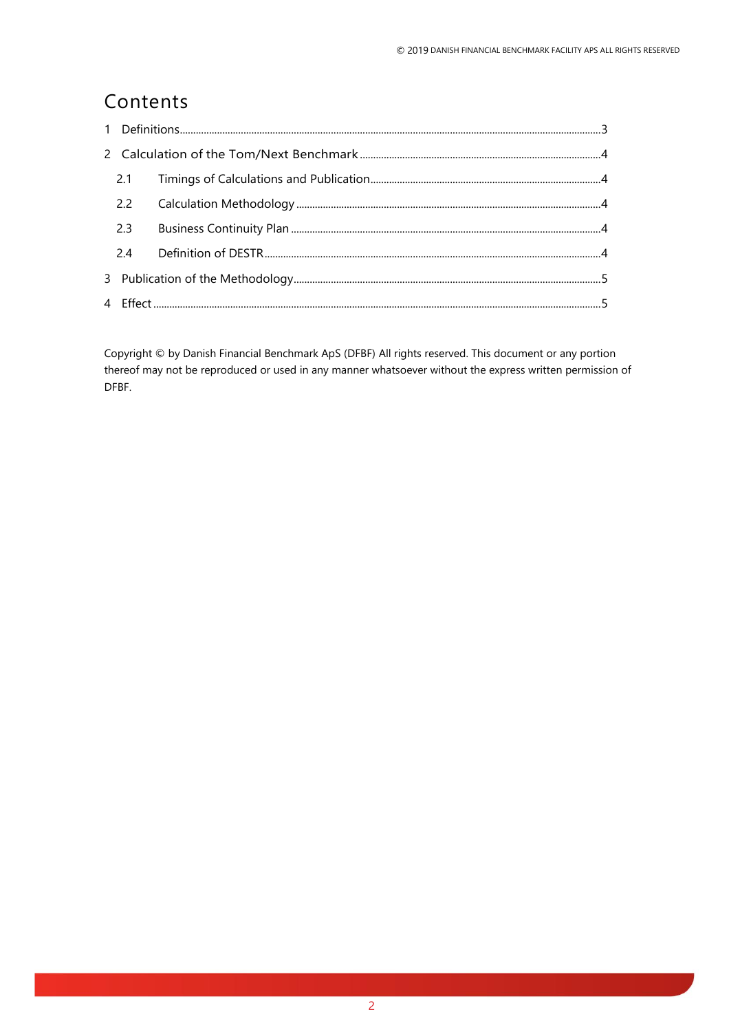# Contents

1 Definitions....3

2 Calculation of the Tom/Next Benchmark....4

2.1 Timings of Calculations and Publication....4

2.2 Calculation Methodology....4

2.3 Business Continuity Plan....4

2.4 Definition of DESTR....4

3 Publication of the Methodology....5

4 Effect....5

Copyright © by Danish Financial Benchmark ApS (DFBF) All rights reserved. This document or any portion thereof may not be reproduced or used in any manner whatsoever without the express written permission of DFBF.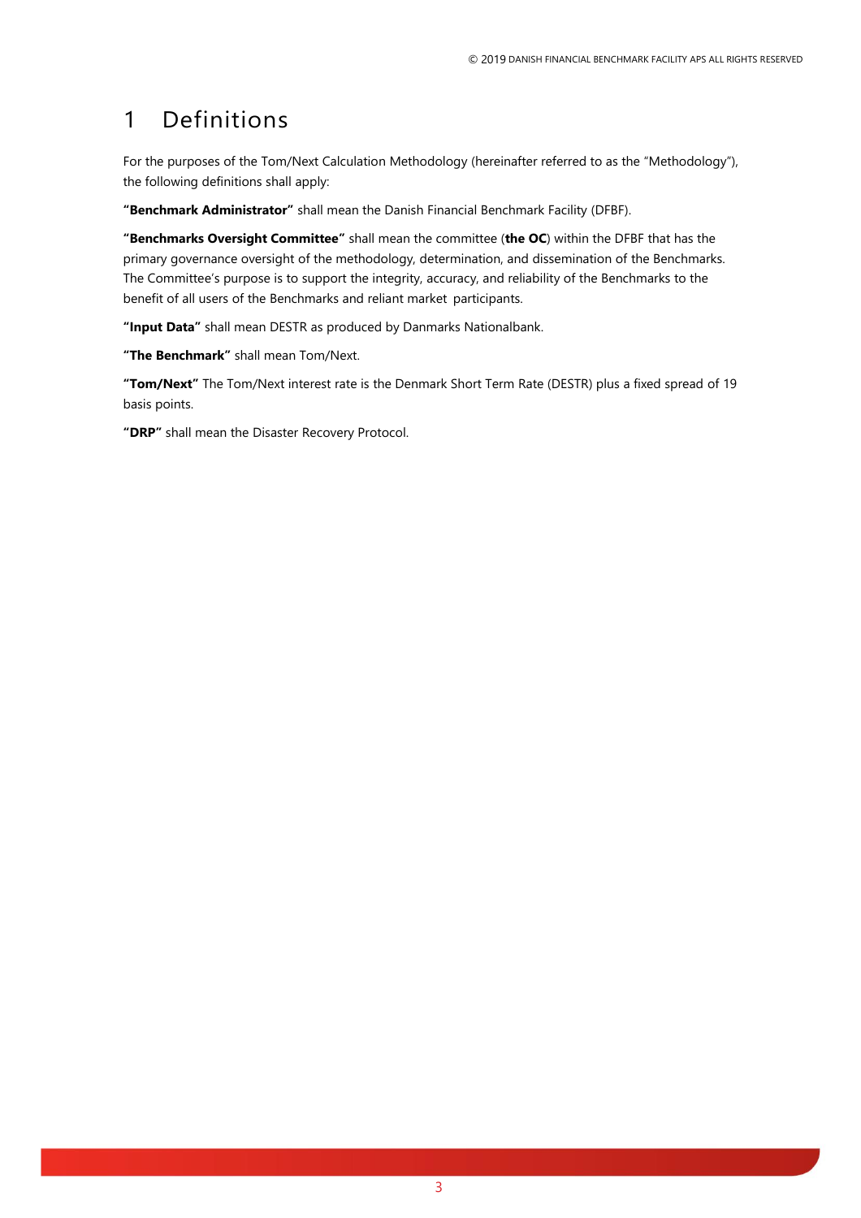# 1 Definitions

For the purposes of the Tom/Next Calculation Methodology (hereinafter referred to as the "Methodology"), the following definitions shall apply:

**"Benchmark Administrator"** shall mean the Danish Financial Benchmark Facility (DFBF).

**"Benchmarks Oversight Committee"** shall mean the committee (**the OC**) within the DFBF that has the primary governance oversight of the methodology, determination, and dissemination of the Benchmarks. The Committee's purpose is to support the integrity, accuracy, and reliability of the Benchmarks to the benefit of all users of the Benchmarks and reliant market participants.

**"Input Data"** shall mean DESTR as produced by Danmarks Nationalbank.

**"The Benchmark"** shall mean Tom/Next.

**"Tom/Next"** The Tom/Next interest rate is the Denmark Short Term Rate (DESTR) plus a fixed spread of 19 basis points.

**"DRP"** shall mean the Disaster Recovery Protocol.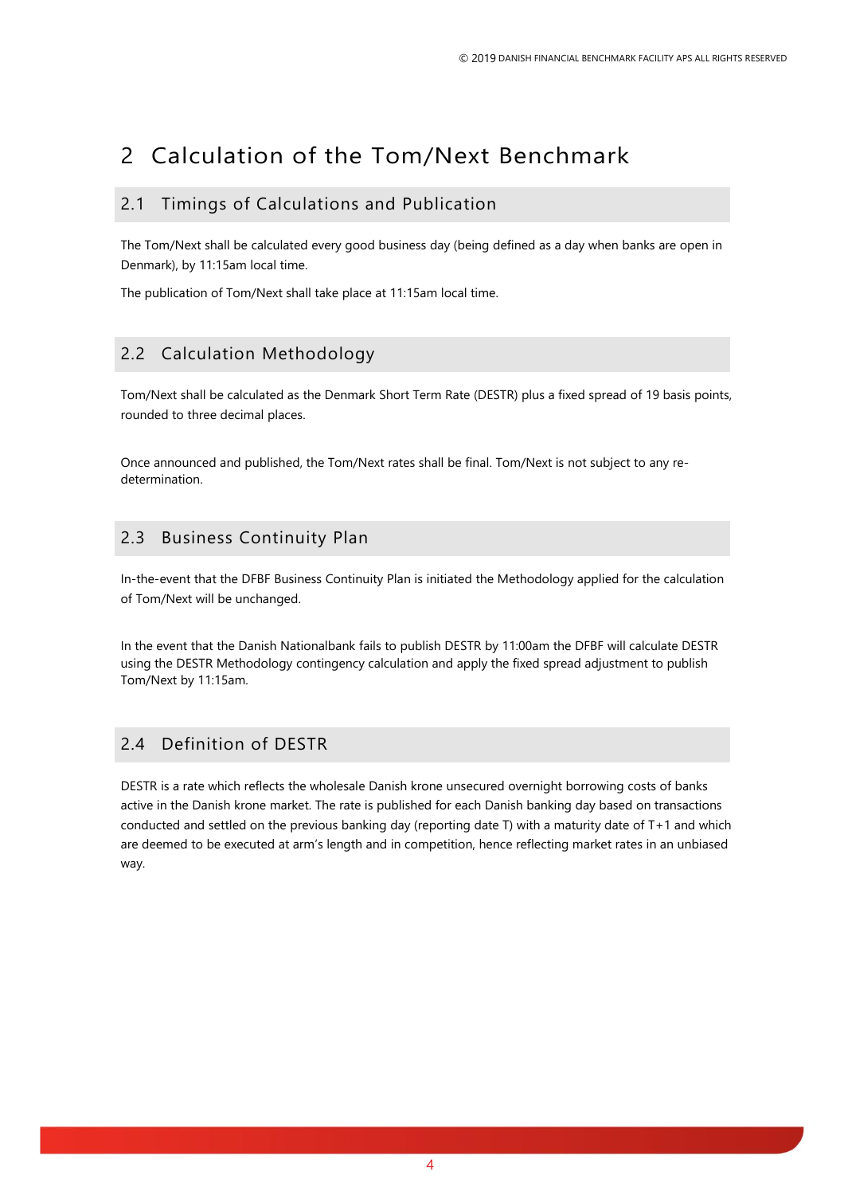# 2 Calculation of the Tom/Next Benchmark

## 2.1 Timings of Calculations and Publication

The Tom/Next shall be calculated every good business day (being defined as a day when banks are open in Denmark), by 11:15am local time.

The publication of Tom/Next shall take place at 11:15am local time.

## 2.2 Calculation Methodology

Tom/Next shall be calculated as the Denmark Short Term Rate (DESTR) plus a fixed spread of 19 basis points, rounded to three decimal places.

Once announced and published, the Tom/Next rates shall be final. Tom/Next is not subject to any re-determination.

## 2.3 Business Continuity Plan

In-the-event that the DFBF Business Continuity Plan is initiated the Methodology applied for the calculation of Tom/Next will be unchanged.

In the event that the Danish Nationalbank fails to publish DESTR by 11:00am the DFBF will calculate DESTR using the DESTR Methodology contingency calculation and apply the fixed spread adjustment to publish Tom/Next by 11:15am.

## 2.4 Definition of DESTR

DESTR is a rate which reflects the wholesale Danish krone unsecured overnight borrowing costs of banks active in the Danish krone market. The rate is published for each Danish banking day based on transactions conducted and settled on the previous banking day (reporting date T) with a maturity date of T+1 and which are deemed to be executed at arm's length and in competition, hence reflecting market rates in an unbiased way.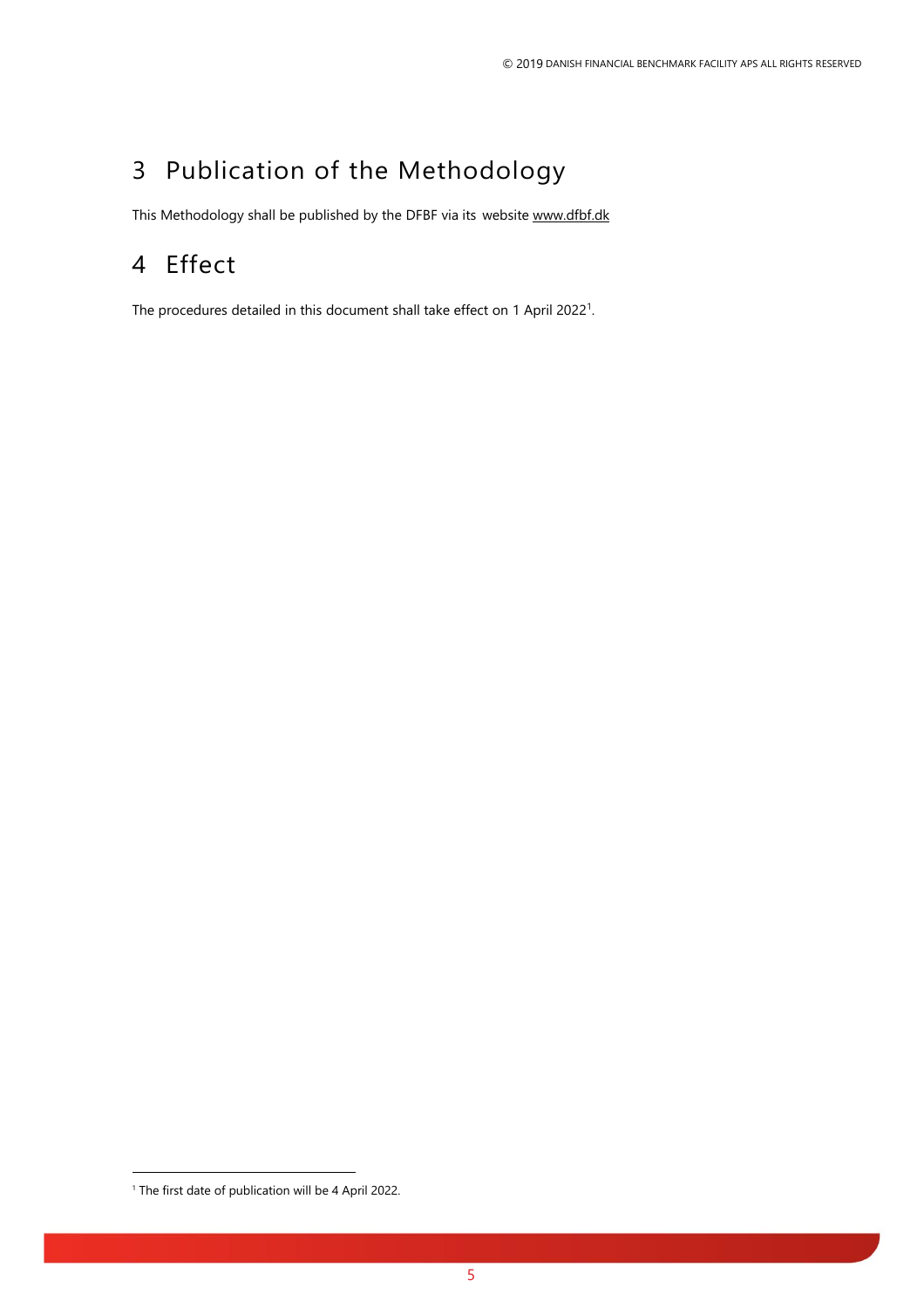# 3 Publication of the Methodology

This Methodology shall be published by the DFBF via its website www.dfbf.dk

# 4 Effect

The procedures detailed in this document shall take effect on 1 April 2022[1].

[1] The first date of publication will be 4 April 2022.